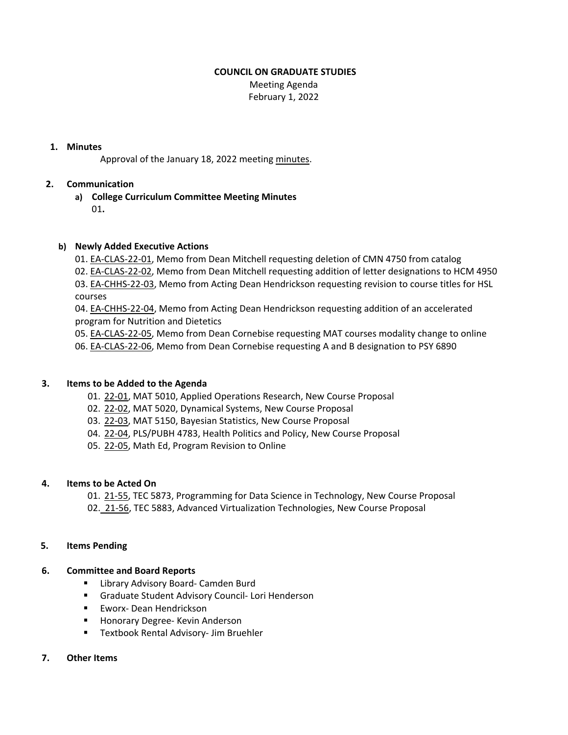**COUNCIL ON GRADUATE STUDIES**

Meeting Agenda

February 1, 2022

1. **Minutes**

   Approval of the January 18, 2022 meeting minutes.

2. **Communication**

   a) **College Curriculum Committee Meeting Minutes**

   01.

   b) **Newly Added Executive Actions**

   01. EA-CLAS-22-01, Memo from Dean Mitchell requesting deletion of CMN 4750 from catalog
   02. EA-CLAS-22-02, Memo from Dean Mitchell requesting addition of letter designations to HCM 4950
   03. EA-CHHS-22-03, Memo from Acting Dean Hendrickson requesting revision to course titles for HSL courses
   04. EA-CHHS-22-04, Memo from Acting Dean Hendrickson requesting addition of an accelerated program for Nutrition and Dietetics
   05. EA-CLAS-22-05, Memo from Dean Cornebise requesting MAT courses modality change to online
   06. EA-CLAS-22-06, Memo from Dean Cornebise requesting A and B designation to PSY 6890

3. **Items to be Added to the Agenda**

   01. 22-01, MAT 5010, Applied Operations Research, New Course Proposal
   02. 22-02, MAT 5020, Dynamical Systems, New Course Proposal
   03. 22-03, MAT 5150, Bayesian Statistics, New Course Proposal
   04. 22-04, PLS/PUBH 4783, Health Politics and Policy, New Course Proposal
   05. 22-05, Math Ed, Program Revision to Online

4. **Items to be Acted On**

   01. 21-55, TEC 5873, Programming for Data Science in Technology, New Course Proposal
   02. 21-56, TEC 5883, Advanced Virtualization Technologies, New Course Proposal

5. **Items Pending**

6. **Committee and Board Reports**

   - Library Advisory Board- Camden Burd
   - Graduate Student Advisory Council- Lori Henderson
   - Eworx- Dean Hendrickson
   - Honorary Degree- Kevin Anderson
   - Textbook Rental Advisory- Jim Bruehler

7. **Other Items**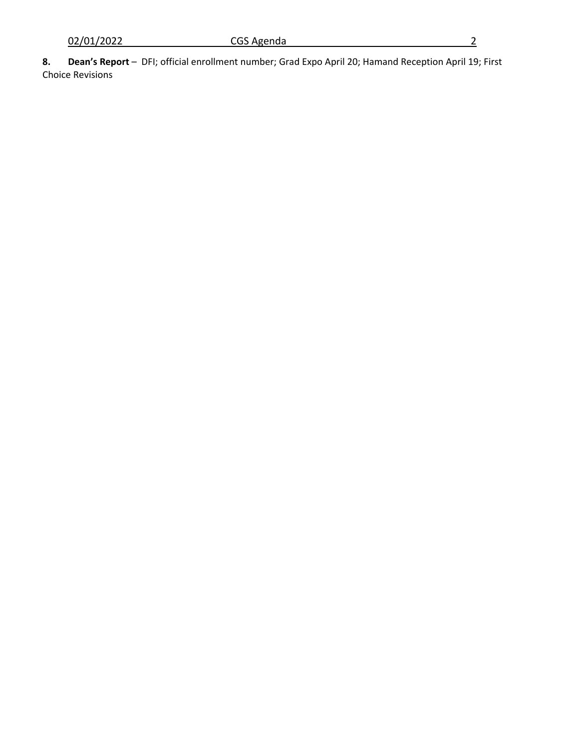**8. Dean's Report** – DFI; official enrollment number; Grad Expo April 20; Hamand Reception April 19; First Choice Revisions